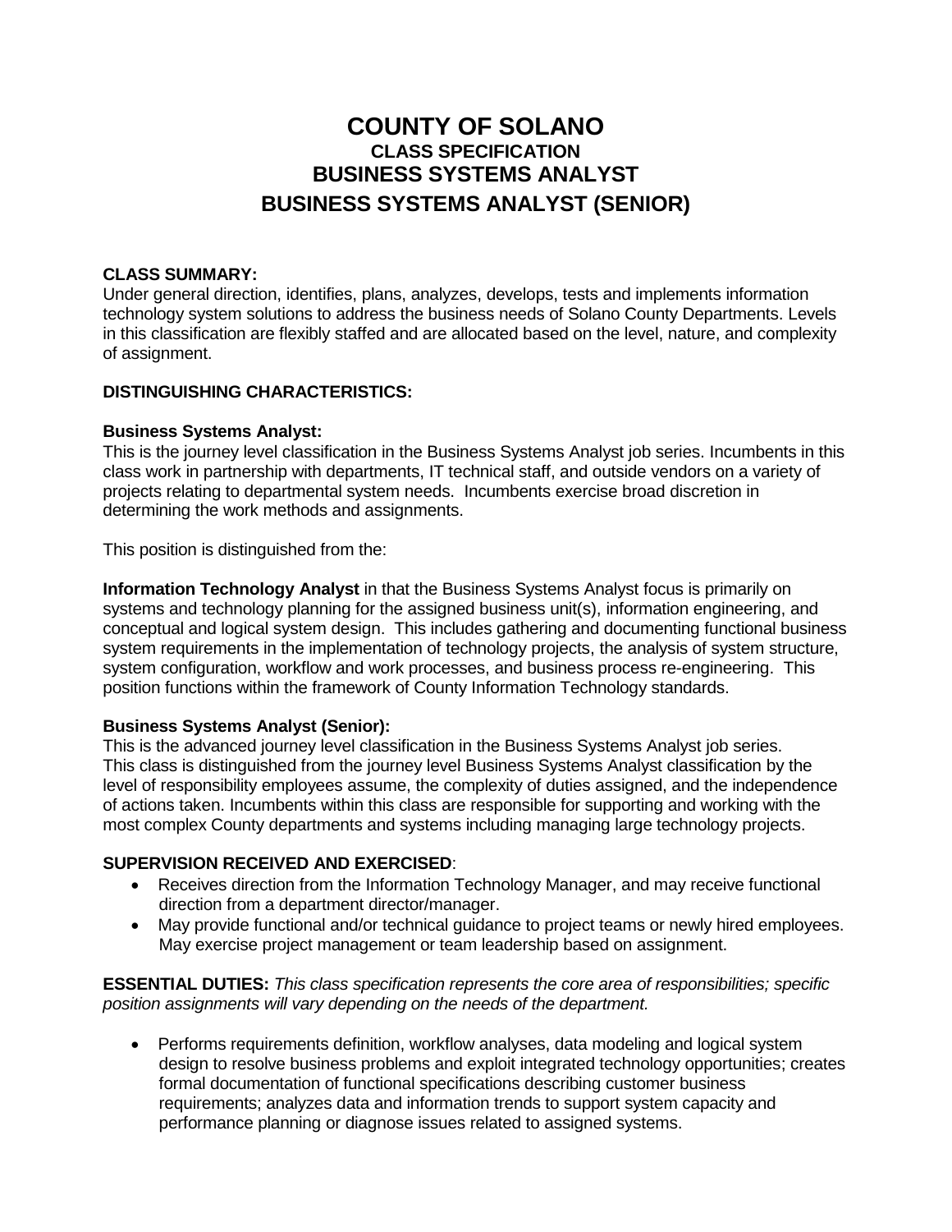# COUNTY OF SOLANO

## CLASS SPECIFICATION

## BUSINESS SYSTEMS ANALYST

## BUSINESS SYSTEMS ANALYST (SENIOR)

**CLASS SUMMARY:**
Under general direction, identifies, plans, analyzes, develops, tests and implements information technology system solutions to address the business needs of Solano County Departments. Levels in this classification are flexibly staffed and are allocated based on the level, nature, and complexity of assignment.

**DISTINGUISHING CHARACTERISTICS:**

**Business Systems Analyst:**
This is the journey level classification in the Business Systems Analyst job series. Incumbents in this class work in partnership with departments, IT technical staff, and outside vendors on a variety of projects relating to departmental system needs. Incumbents exercise broad discretion in determining the work methods and assignments.

This position is distinguished from the:

**Information Technology Analyst** in that the Business Systems Analyst focus is primarily on systems and technology planning for the assigned business unit(s), information engineering, and conceptual and logical system design. This includes gathering and documenting functional business system requirements in the implementation of technology projects, the analysis of system structure, system configuration, workflow and work processes, and business process re-engineering. This position functions within the framework of County Information Technology standards.

**Business Systems Analyst (Senior):**
This is the advanced journey level classification in the Business Systems Analyst job series. This class is distinguished from the journey level Business Systems Analyst classification by the level of responsibility employees assume, the complexity of duties assigned, and the independence of actions taken. Incumbents within this class are responsible for supporting and working with the most complex County departments and systems including managing large technology projects.

**SUPERVISION RECEIVED AND EXERCISED**:

- Receives direction from the Information Technology Manager, and may receive functional direction from a department director/manager.
- May provide functional and/or technical guidance to project teams or newly hired employees. May exercise project management or team leadership based on assignment.

**ESSENTIAL DUTIES:** *This class specification represents the core area of responsibilities; specific position assignments will vary depending on the needs of the department.*

- Performs requirements definition, workflow analyses, data modeling and logical system design to resolve business problems and exploit integrated technology opportunities; creates formal documentation of functional specifications describing customer business requirements; analyzes data and information trends to support system capacity and performance planning or diagnose issues related to assigned systems.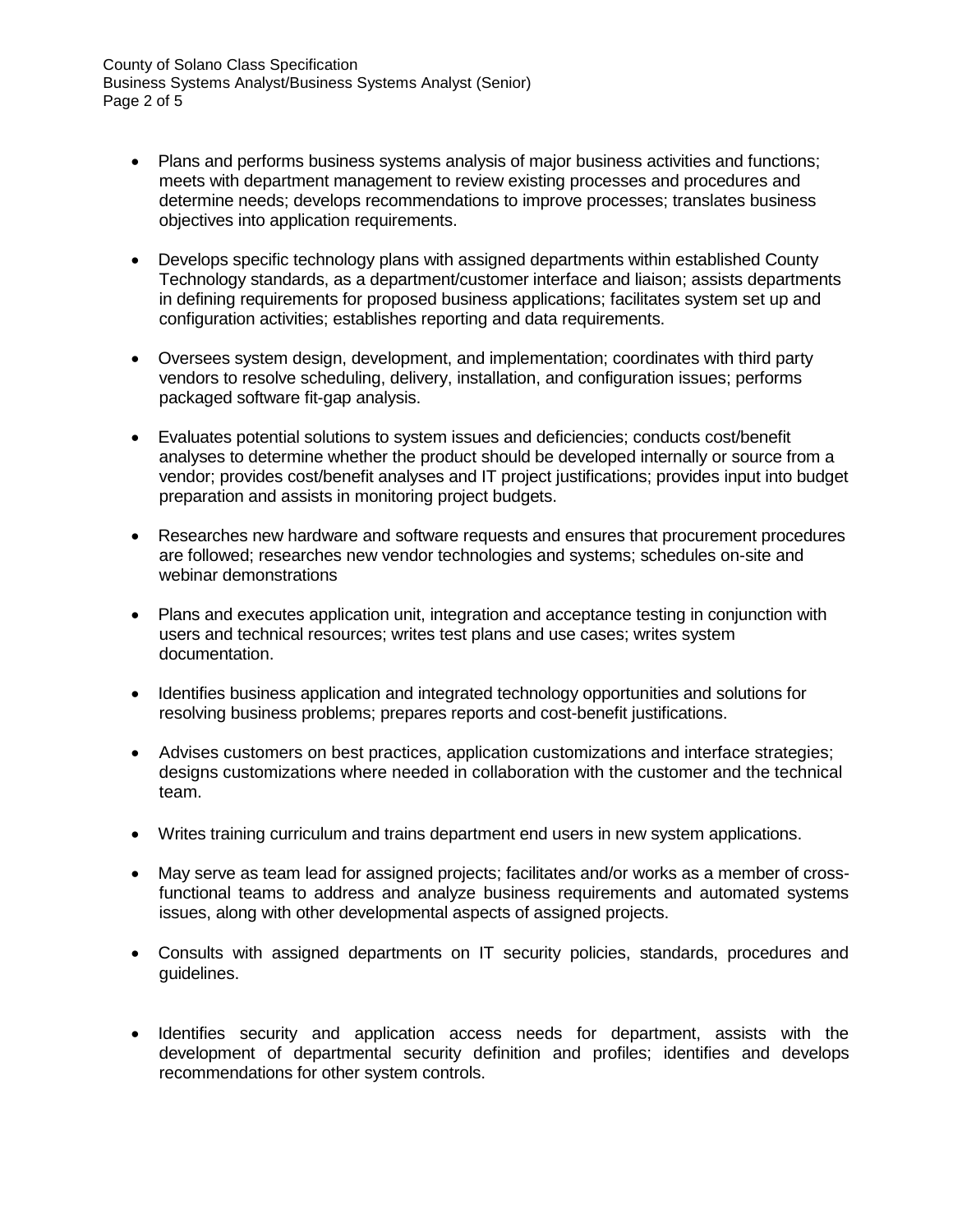- Plans and performs business systems analysis of major business activities and functions; meets with department management to review existing processes and procedures and determine needs; develops recommendations to improve processes; translates business objectives into application requirements.

- Develops specific technology plans with assigned departments within established County Technology standards, as a department/customer interface and liaison; assists departments in defining requirements for proposed business applications; facilitates system set up and configuration activities; establishes reporting and data requirements.

- Oversees system design, development, and implementation; coordinates with third party vendors to resolve scheduling, delivery, installation, and configuration issues; performs packaged software fit-gap analysis.

- Evaluates potential solutions to system issues and deficiencies; conducts cost/benefit analyses to determine whether the product should be developed internally or source from a vendor; provides cost/benefit analyses and IT project justifications; provides input into budget preparation and assists in monitoring project budgets.

- Researches new hardware and software requests and ensures that procurement procedures are followed; researches new vendor technologies and systems; schedules on-site and webinar demonstrations

- Plans and executes application unit, integration and acceptance testing in conjunction with users and technical resources; writes test plans and use cases; writes system documentation.

- Identifies business application and integrated technology opportunities and solutions for resolving business problems; prepares reports and cost-benefit justifications.

- Advises customers on best practices, application customizations and interface strategies; designs customizations where needed in collaboration with the customer and the technical team.

- Writes training curriculum and trains department end users in new system applications.

- May serve as team lead for assigned projects; facilitates and/or works as a member of cross-functional teams to address and analyze business requirements and automated systems issues, along with other developmental aspects of assigned projects.

- Consults with assigned departments on IT security policies, standards, procedures and guidelines.

- Identifies security and application access needs for department, assists with the development of departmental security definition and profiles; identifies and develops recommendations for other system controls.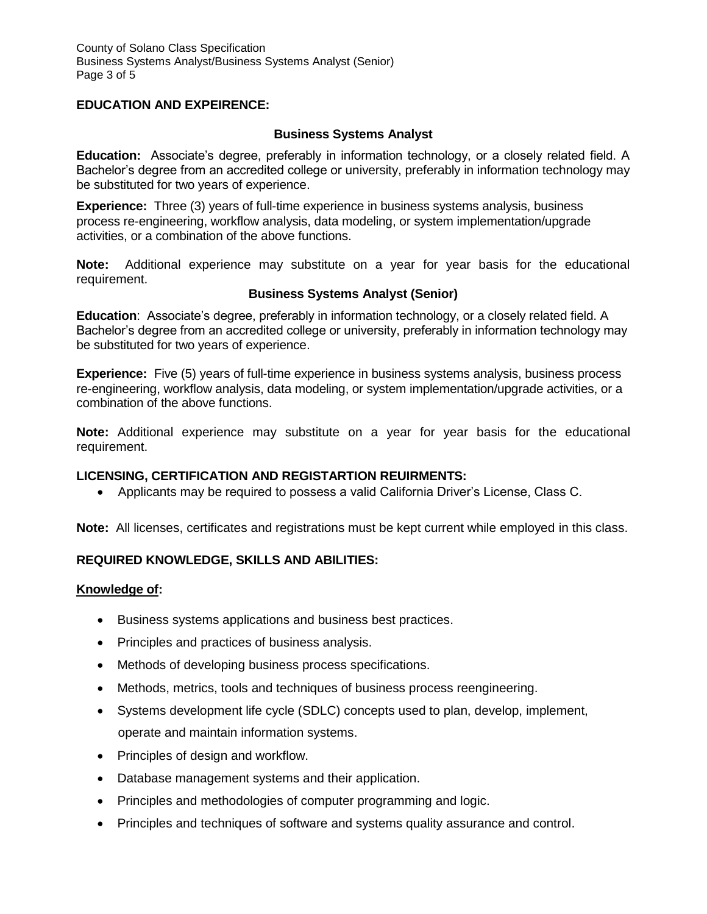**EDUCATION AND EXPEIRENCE:**

**Business Systems Analyst**

**Education:** Associate's degree, preferably in information technology, or a closely related field. A Bachelor's degree from an accredited college or university, preferably in information technology may be substituted for two years of experience.

**Experience:** Three (3) years of full-time experience in business systems analysis, business process re-engineering, workflow analysis, data modeling, or system implementation/upgrade activities, or a combination of the above functions.

**Note:** Additional experience may substitute on a year for year basis for the educational requirement.

**Business Systems Analyst (Senior)**

**Education**: Associate's degree, preferably in information technology, or a closely related field. A Bachelor's degree from an accredited college or university, preferably in information technology may be substituted for two years of experience.

**Experience:** Five (5) years of full-time experience in business systems analysis, business process re-engineering, workflow analysis, data modeling, or system implementation/upgrade activities, or a combination of the above functions.

**Note:** Additional experience may substitute on a year for year basis for the educational requirement.

**LICENSING, CERTIFICATION AND REGISTARTION REUIRMENTS:**

- Applicants may be required to possess a valid California Driver's License, Class C.

**Note:** All licenses, certificates and registrations must be kept current while employed in this class.

**REQUIRED KNOWLEDGE, SKILLS AND ABILITIES:**

**Knowledge of:**

- Business systems applications and business best practices.
- Principles and practices of business analysis.
- Methods of developing business process specifications.
- Methods, metrics, tools and techniques of business process reengineering.
- Systems development life cycle (SDLC) concepts used to plan, develop, implement, operate and maintain information systems.
- Principles of design and workflow.
- Database management systems and their application.
- Principles and methodologies of computer programming and logic.
- Principles and techniques of software and systems quality assurance and control.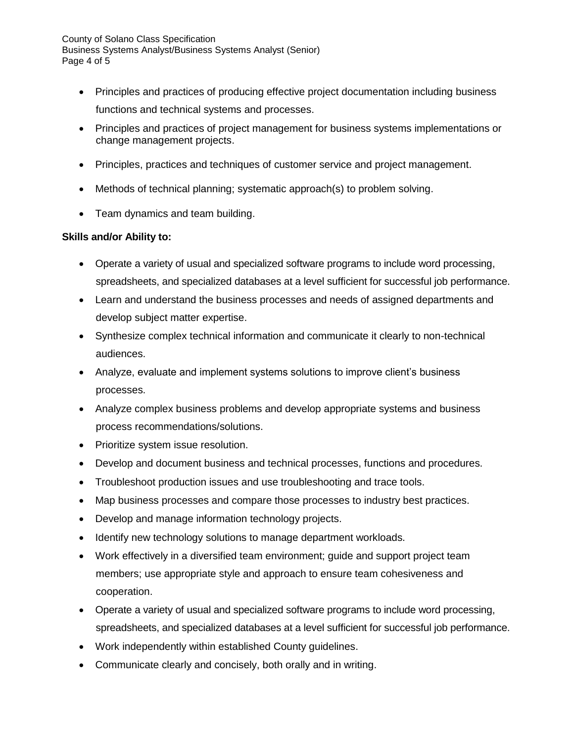- Principles and practices of producing effective project documentation including business functions and technical systems and processes.
- Principles and practices of project management for business systems implementations or change management projects.
- Principles, practices and techniques of customer service and project management.
- Methods of technical planning; systematic approach(s) to problem solving.
- Team dynamics and team building.

**Skills and/or Ability to:**

- Operate a variety of usual and specialized software programs to include word processing, spreadsheets, and specialized databases at a level sufficient for successful job performance.
- Learn and understand the business processes and needs of assigned departments and develop subject matter expertise.
- Synthesize complex technical information and communicate it clearly to non-technical audiences.
- Analyze, evaluate and implement systems solutions to improve client's business processes.
- Analyze complex business problems and develop appropriate systems and business process recommendations/solutions.
- Prioritize system issue resolution.
- Develop and document business and technical processes, functions and procedures.
- Troubleshoot production issues and use troubleshooting and trace tools.
- Map business processes and compare those processes to industry best practices.
- Develop and manage information technology projects.
- Identify new technology solutions to manage department workloads.
- Work effectively in a diversified team environment; guide and support project team members; use appropriate style and approach to ensure team cohesiveness and cooperation.
- Operate a variety of usual and specialized software programs to include word processing, spreadsheets, and specialized databases at a level sufficient for successful job performance.
- Work independently within established County guidelines.
- Communicate clearly and concisely, both orally and in writing.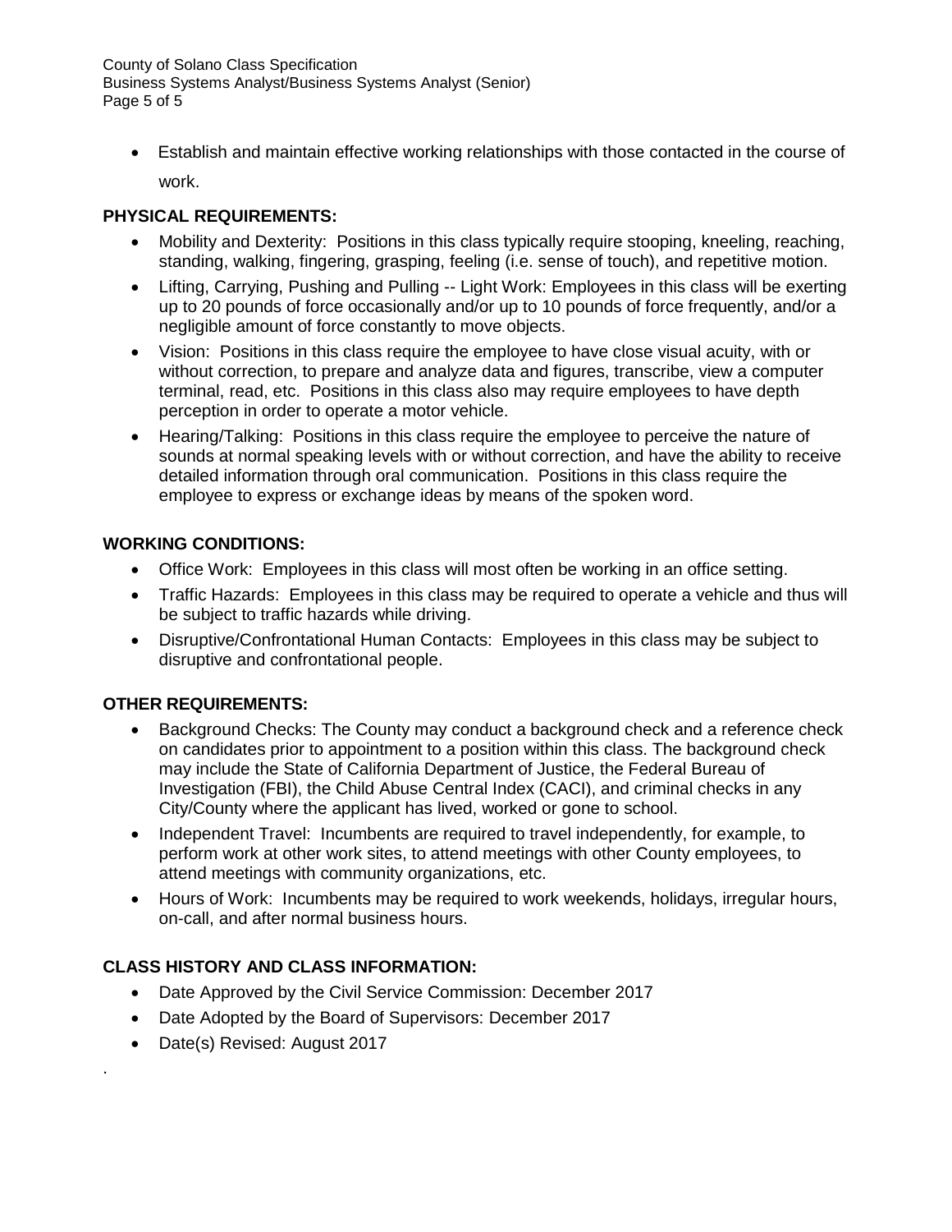- Establish and maintain effective working relationships with those contacted in the course of work.

**PHYSICAL REQUIREMENTS:**

- Mobility and Dexterity: Positions in this class typically require stooping, kneeling, reaching, standing, walking, fingering, grasping, feeling (i.e. sense of touch), and repetitive motion.
- Lifting, Carrying, Pushing and Pulling -- Light Work: Employees in this class will be exerting up to 20 pounds of force occasionally and/or up to 10 pounds of force frequently, and/or a negligible amount of force constantly to move objects.
- Vision: Positions in this class require the employee to have close visual acuity, with or without correction, to prepare and analyze data and figures, transcribe, view a computer terminal, read, etc. Positions in this class also may require employees to have depth perception in order to operate a motor vehicle.
- Hearing/Talking: Positions in this class require the employee to perceive the nature of sounds at normal speaking levels with or without correction, and have the ability to receive detailed information through oral communication. Positions in this class require the employee to express or exchange ideas by means of the spoken word.

**WORKING CONDITIONS:**

- Office Work: Employees in this class will most often be working in an office setting.
- Traffic Hazards: Employees in this class may be required to operate a vehicle and thus will be subject to traffic hazards while driving.
- Disruptive/Confrontational Human Contacts: Employees in this class may be subject to disruptive and confrontational people.

**OTHER REQUIREMENTS:**

- Background Checks: The County may conduct a background check and a reference check on candidates prior to appointment to a position within this class. The background check may include the State of California Department of Justice, the Federal Bureau of Investigation (FBI), the Child Abuse Central Index (CACI), and criminal checks in any City/County where the applicant has lived, worked or gone to school.
- Independent Travel: Incumbents are required to travel independently, for example, to perform work at other work sites, to attend meetings with other County employees, to attend meetings with community organizations, etc.
- Hours of Work: Incumbents may be required to work weekends, holidays, irregular hours, on-call, and after normal business hours.

**CLASS HISTORY AND CLASS INFORMATION:**

- Date Approved by the Civil Service Commission: December 2017
- Date Adopted by the Board of Supervisors: December 2017
- Date(s) Revised: August 2017

.